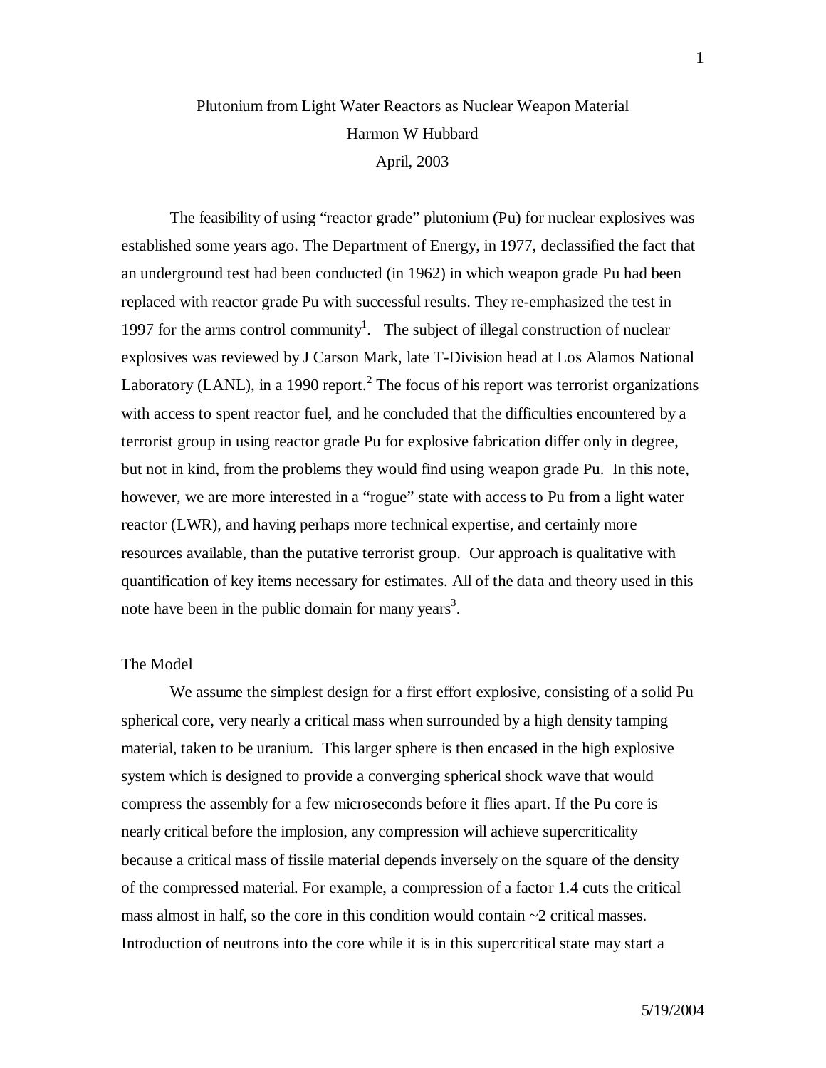# Plutonium from Light Water Reactors as Nuclear Weapon Material

Harmon W Hubbard

April, 2003

The feasibility of using "reactor grade" plutonium (Pu) for nuclear explosives was established some years ago. The Department of Energy, in 1977, declassified the fact that an underground test had been conducted (in 1962) in which weapon grade Pu had been replaced with reactor grade Pu with successful results. They re-emphasized the test in 1997 for the arms control community[1]. The subject of illegal construction of nuclear explosives was reviewed by J Carson Mark, late T-Division head at Los Alamos National Laboratory (LANL), in a 1990 report.[2] The focus of his report was terrorist organizations with access to spent reactor fuel, and he concluded that the difficulties encountered by a terrorist group in using reactor grade Pu for explosive fabrication differ only in degree, but not in kind, from the problems they would find using weapon grade Pu. In this note, however, we are more interested in a "rogue" state with access to Pu from a light water reactor (LWR), and having perhaps more technical expertise, and certainly more resources available, than the putative terrorist group. Our approach is qualitative with quantification of key items necessary for estimates. All of the data and theory used in this note have been in the public domain for many years[3].

## The Model

We assume the simplest design for a first effort explosive, consisting of a solid Pu spherical core, very nearly a critical mass when surrounded by a high density tamping material, taken to be uranium. This larger sphere is then encased in the high explosive system which is designed to provide a converging spherical shock wave that would compress the assembly for a few microseconds before it flies apart. If the Pu core is nearly critical before the implosion, any compression will achieve supercriticality because a critical mass of fissile material depends inversely on the square of the density of the compressed material. For example, a compression of a factor 1.4 cuts the critical mass almost in half, so the core in this condition would contain ~2 critical masses. Introduction of neutrons into the core while it is in this supercritical state may start a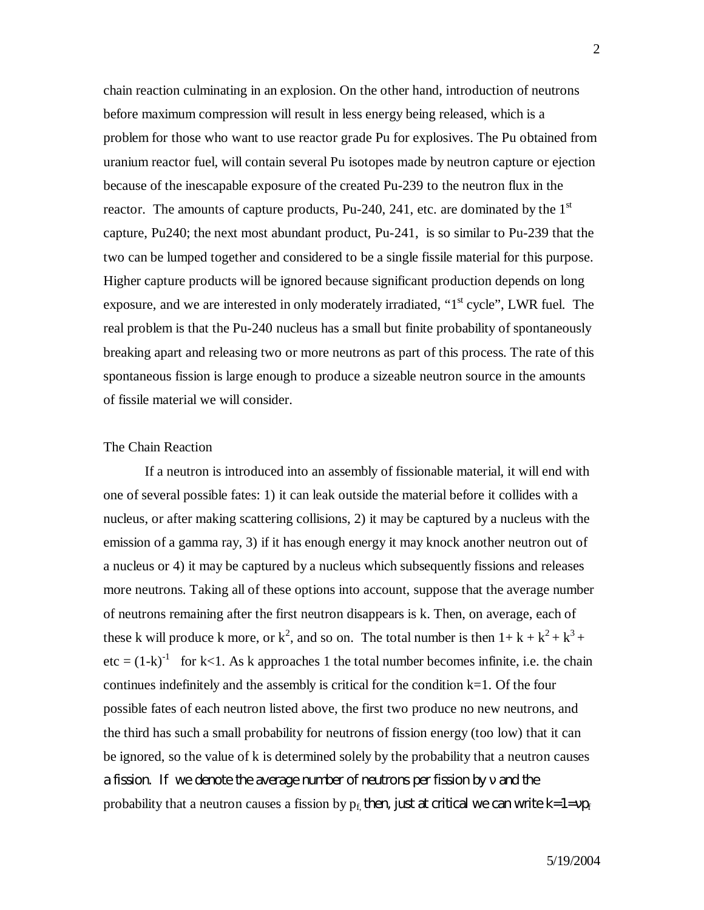chain reaction culminating in an explosion. On the other hand, introduction of neutrons before maximum compression will result in less energy being released, which is a problem for those who want to use reactor grade Pu for explosives. The Pu obtained from uranium reactor fuel, will contain several Pu isotopes made by neutron capture or ejection because of the inescapable exposure of the created Pu-239 to the neutron flux in the reactor. The amounts of capture products, Pu-240, 241, etc. are dominated by the 1st capture, Pu240; the next most abundant product, Pu-241, is so similar to Pu-239 that the two can be lumped together and considered to be a single fissile material for this purpose. Higher capture products will be ignored because significant production depends on long exposure, and we are interested in only moderately irradiated, "1st cycle", LWR fuel. The real problem is that the Pu-240 nucleus has a small but finite probability of spontaneously breaking apart and releasing two or more neutrons as part of this process. The rate of this spontaneous fission is large enough to produce a sizeable neutron source in the amounts of fissile material we will consider.

## The Chain Reaction

If a neutron is introduced into an assembly of fissionable material, it will end with one of several possible fates: 1) it can leak outside the material before it collides with a nucleus, or after making scattering collisions, 2) it may be captured by a nucleus with the emission of a gamma ray, 3) if it has enough energy it may knock another neutron out of a nucleus or 4) it may be captured by a nucleus which subsequently fissions and releases more neutrons. Taking all of these options into account, suppose that the average number of neutrons remaining after the first neutron disappears is k. Then, on average, each of these k will produce k more, or $k^2$, and so on. The total number is then $1 + k + k^2 + k^3 + \text{etc} = (1-k)^{-1}$ for $k<1$. As k approaches 1 the total number becomes infinite, i.e. the chain continues indefinitely and the assembly is critical for the condition $k=1$. Of the four possible fates of each neutron listed above, the first two produce no new neutrons, and the third has such a small probability for neutrons of fission energy (too low) that it can be ignored, so the value of k is determined solely by the probability that a neutron causes a fission. If we denote the average number of neutrons per fission by $\nu$ and the probability that a neutron causes a fission by $p_f$, then, just at critical we can write $k=1=\nu p_f$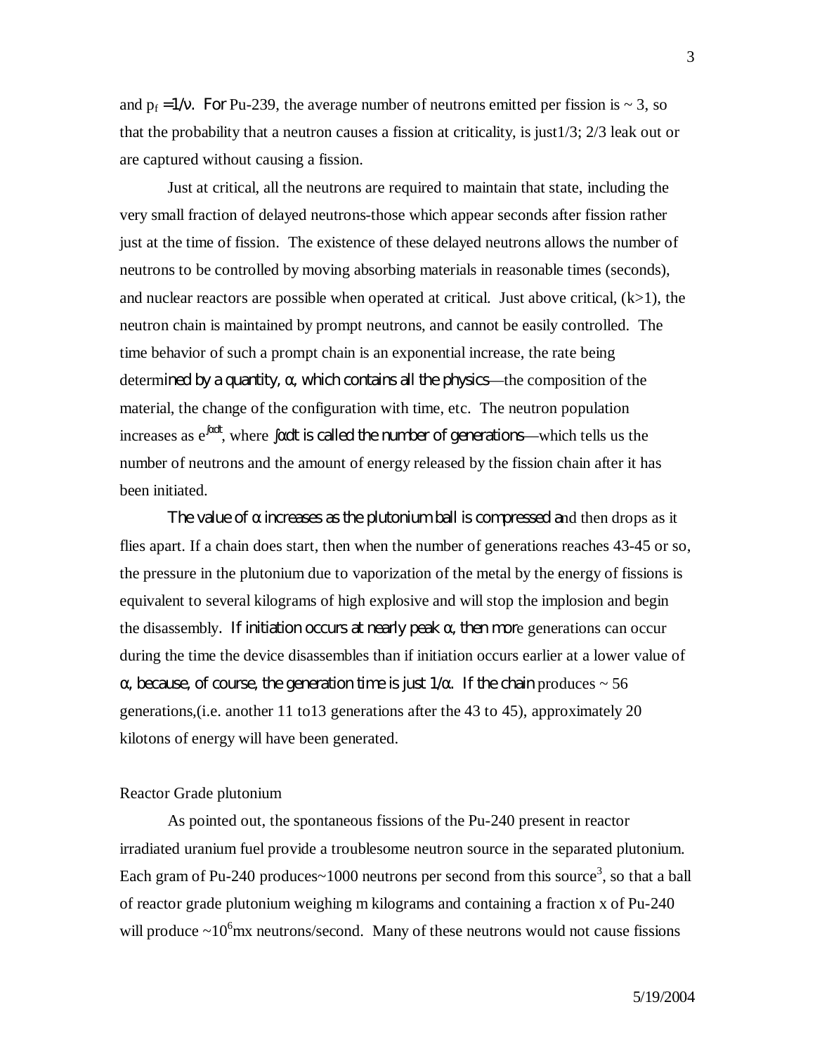and $p_f = 1/\nu$. For Pu-239, the average number of neutrons emitted per fission is ~ 3, so that the probability that a neutron causes a fission at criticality, is just1/3; 2/3 leak out or are captured without causing a fission.

Just at critical, all the neutrons are required to maintain that state, including the very small fraction of delayed neutrons-those which appear seconds after fission rather just at the time of fission. The existence of these delayed neutrons allows the number of neutrons to be controlled by moving absorbing materials in reasonable times (seconds), and nuclear reactors are possible when operated at critical. Just above critical, (k>1), the neutron chain is maintained by prompt neutrons, and cannot be easily controlled. The time behavior of such a prompt chain is an exponential increase, the rate being determined by a quantity, $\alpha$, which contains all the physics—the composition of the material, the change of the configuration with time, etc. The neutron population increases as $e^{\int \alpha dt}$, where $\int \alpha dt$ is called the number of generations—which tells us the number of neutrons and the amount of energy released by the fission chain after it has been initiated.

The value of $\alpha$ increases as the plutonium ball is compressed and then drops as it flies apart. If a chain does start, then when the number of generations reaches 43-45 or so, the pressure in the plutonium due to vaporization of the metal by the energy of fissions is equivalent to several kilograms of high explosive and will stop the implosion and begin the disassembly. If initiation occurs at nearly peak $\alpha$, then more generations can occur during the time the device disassembles than if initiation occurs earlier at a lower value of $\alpha$, because, of course, the generation time is just $1/\alpha$. If the chain produces ~ 56 generations,(i.e. another 11 to13 generations after the 43 to 45), approximately 20 kilotons of energy will have been generated.

Reactor Grade plutonium

As pointed out, the spontaneous fissions of the Pu-240 present in reactor irradiated uranium fuel provide a troublesome neutron source in the separated plutonium. Each gram of Pu-240 produces~1000 neutrons per second from this source[3], so that a ball of reactor grade plutonium weighing m kilograms and containing a fraction x of Pu-240 will produce $\sim 10^6 mx$ neutrons/second. Many of these neutrons would not cause fissions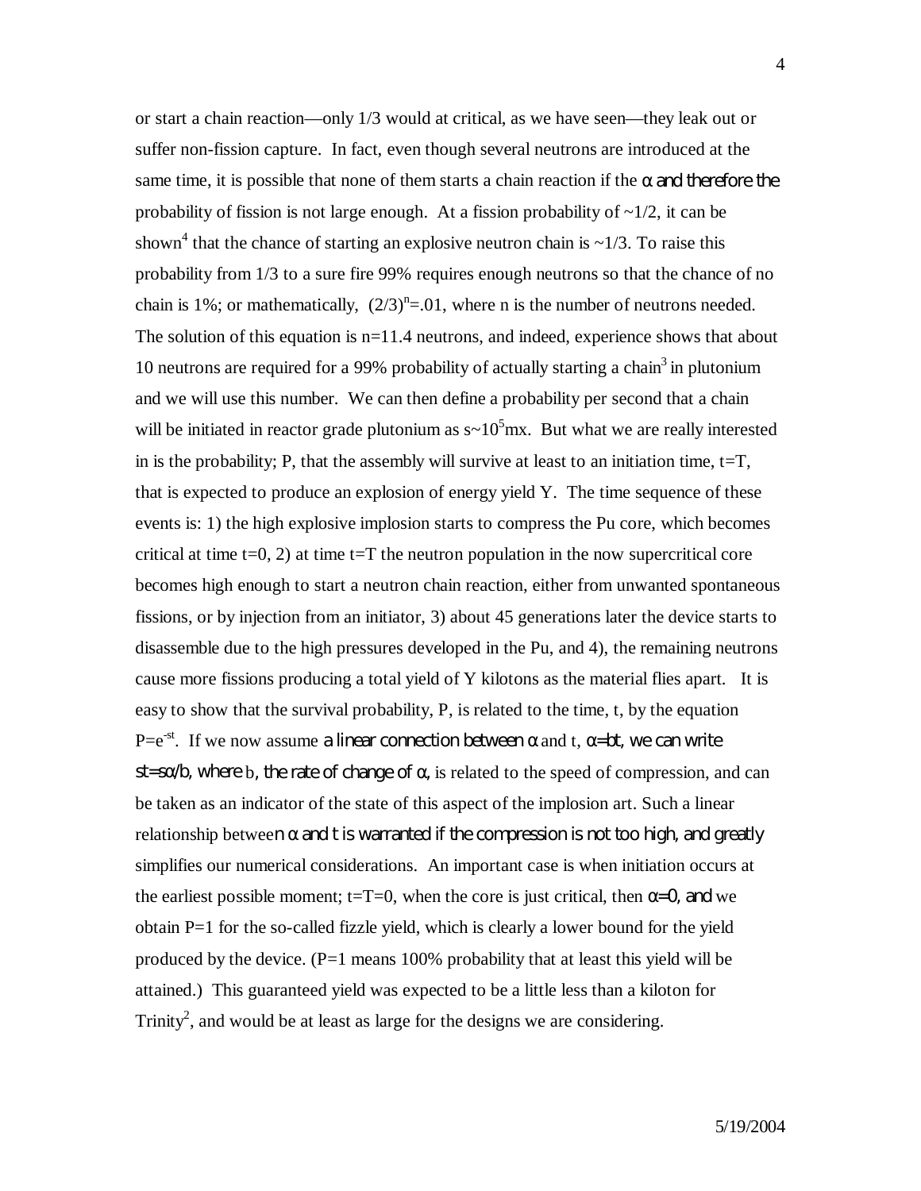or start a chain reaction—only 1/3 would at critical, as we have seen—they leak out or suffer non-fission capture. In fact, even though several neutrons are introduced at the same time, it is possible that none of them starts a chain reaction if the $\alpha$ and therefore the probability of fission is not large enough. At a fission probability of ~1/2, it can be shown[4] that the chance of starting an explosive neutron chain is ~1/3. To raise this probability from 1/3 to a sure fire 99% requires enough neutrons so that the chance of no chain is 1%; or mathematically, $(2/3)^n = .01$, where n is the number of neutrons needed. The solution of this equation is n=11.4 neutrons, and indeed, experience shows that about 10 neutrons are required for a 99% probability of actually starting a chain[3] in plutonium and we will use this number. We can then define a probability per second that a chain will be initiated in reactor grade plutonium as $s \sim 10^5 mx$. But what we are really interested in is the probability; P, that the assembly will survive at least to an initiation time, t=T, that is expected to produce an explosion of energy yield Y. The time sequence of these events is: 1) the high explosive implosion starts to compress the Pu core, which becomes critical at time t=0, 2) at time t=T the neutron population in the now supercritical core becomes high enough to start a neutron chain reaction, either from unwanted spontaneous fissions, or by injection from an initiator, 3) about 45 generations later the device starts to disassemble due to the high pressures developed in the Pu, and 4), the remaining neutrons cause more fissions producing a total yield of Y kilotons as the material flies apart. It is easy to show that the survival probability, P, is related to the time, t, by the equation $P = e^{-st}$. If we now assume a linear connection between $\alpha$ and t, $\alpha = bt$, we can write $st = s\alpha/b$, where b, the rate of change of $\alpha$, is related to the speed of compression, and can be taken as an indicator of the state of this aspect of the implosion art. Such a linear relationship between $\alpha$ and t is warranted if the compression is not too high, and greatly simplifies our numerical considerations. An important case is when initiation occurs at the earliest possible moment; t=T=0, when the core is just critical, then $\alpha = 0$, and we obtain P=1 for the so-called fizzle yield, which is clearly a lower bound for the yield produced by the device. (P=1 means 100% probability that at least this yield will be attained.) This guaranteed yield was expected to be a little less than a kiloton for Trinity[2], and would be at least as large for the designs we are considering.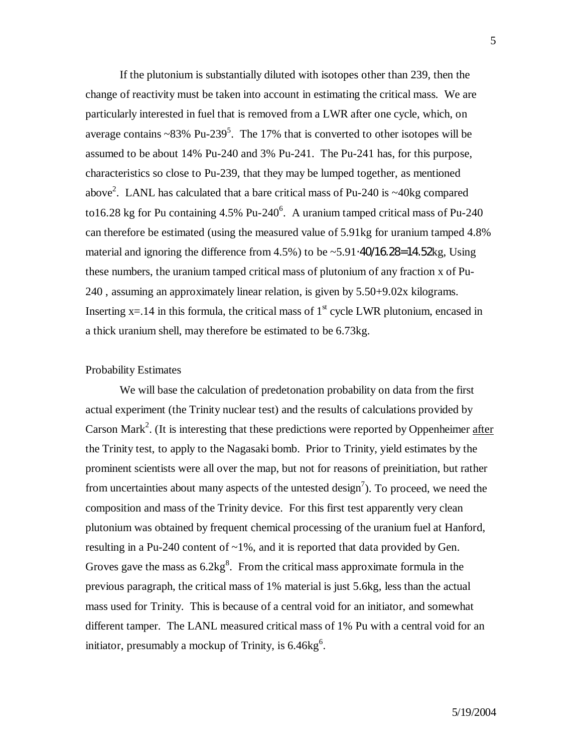If the plutonium is substantially diluted with isotopes other than 239, then the change of reactivity must be taken into account in estimating the critical mass. We are particularly interested in fuel that is removed from a LWR after one cycle, which, on average contains ~83% Pu-239[5]. The 17% that is converted to other isotopes will be assumed to be about 14% Pu-240 and 3% Pu-241. The Pu-241 has, for this purpose, characteristics so close to Pu-239, that they may be lumped together, as mentioned above[2]. LANL has calculated that a bare critical mass of Pu-240 is ~40kg compared to16.28 kg for Pu containing 4.5% Pu-240[6]. A uranium tamped critical mass of Pu-240 can therefore be estimated (using the measured value of 5.91kg for uranium tamped 4.8% material and ignoring the difference from 4.5%) to be ~$5.91 \cdot 40/16.28 = 14.52$kg, Using these numbers, the uranium tamped critical mass of plutonium of any fraction x of Pu-240 , assuming an approximately linear relation, is given by $5.50+9.02x$ kilograms. Inserting $x=.14$ in this formula, the critical mass of 1st cycle LWR plutonium, encased in a thick uranium shell, may therefore be estimated to be 6.73kg.

## Probability Estimates

We will base the calculation of predetonation probability on data from the first actual experiment (the Trinity nuclear test) and the results of calculations provided by Carson Mark[2]. (It is interesting that these predictions were reported by Oppenheimer <u>after</u> the Trinity test, to apply to the Nagasaki bomb. Prior to Trinity, yield estimates by the prominent scientists were all over the map, but not for reasons of preinitiation, but rather from uncertainties about many aspects of the untested design[7]). To proceed, we need the composition and mass of the Trinity device. For this first test apparently very clean plutonium was obtained by frequent chemical processing of the uranium fuel at Hanford, resulting in a Pu-240 content of ~1%, and it is reported that data provided by Gen. Groves gave the mass as 6.2kg[8]. From the critical mass approximate formula in the previous paragraph, the critical mass of 1% material is just 5.6kg, less than the actual mass used for Trinity. This is because of a central void for an initiator, and somewhat different tamper. The LANL measured critical mass of 1% Pu with a central void for an initiator, presumably a mockup of Trinity, is 6.46kg[6].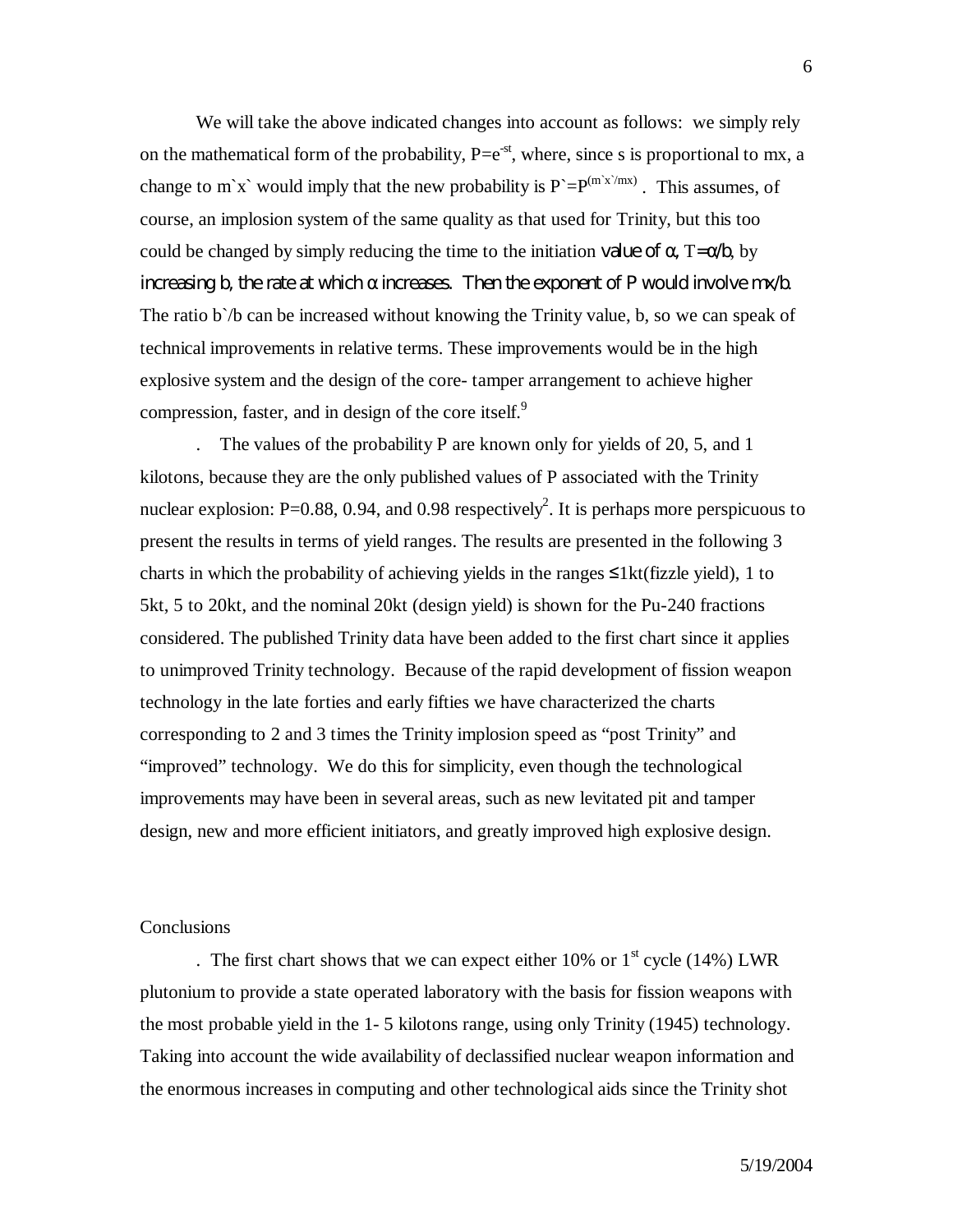We will take the above indicated changes into account as follows: we simply rely on the mathematical form of the probability, $P=e^{-st}$, where, since s is proportional to mx, a change to m`x` would imply that the new probability is $P`=P^{(m`x`/mx)}$ . This assumes, of course, an implosion system of the same quality as that used for Trinity, but this too could be changed by simply reducing the time to the initiation value of α, T=α/b, by increasing b, the rate at which α increases. Then the exponent of P would involve mx/b. The ratio b`/b can be increased without knowing the Trinity value, b, so we can speak of technical improvements in relative terms. These improvements would be in the high explosive system and the design of the core- tamper arrangement to achieve higher compression, faster, and in design of the core itself.[9]

. The values of the probability P are known only for yields of 20, 5, and 1 kilotons, because they are the only published values of P associated with the Trinity nuclear explosion: P=0.88, 0.94, and 0.98 respectively[2]. It is perhaps more perspicuous to present the results in terms of yield ranges. The results are presented in the following 3 charts in which the probability of achieving yields in the ranges ≤1kt(fizzle yield), 1 to 5kt, 5 to 20kt, and the nominal 20kt (design yield) is shown for the Pu-240 fractions considered. The published Trinity data have been added to the first chart since it applies to unimproved Trinity technology. Because of the rapid development of fission weapon technology in the late forties and early fifties we have characterized the charts corresponding to 2 and 3 times the Trinity implosion speed as "post Trinity" and "improved" technology. We do this for simplicity, even though the technological improvements may have been in several areas, such as new levitated pit and tamper design, new and more efficient initiators, and greatly improved high explosive design.

## Conclusions

. The first chart shows that we can expect either 10% or 1st cycle (14%) LWR plutonium to provide a state operated laboratory with the basis for fission weapons with the most probable yield in the 1- 5 kilotons range, using only Trinity (1945) technology. Taking into account the wide availability of declassified nuclear weapon information and the enormous increases in computing and other technological aids since the Trinity shot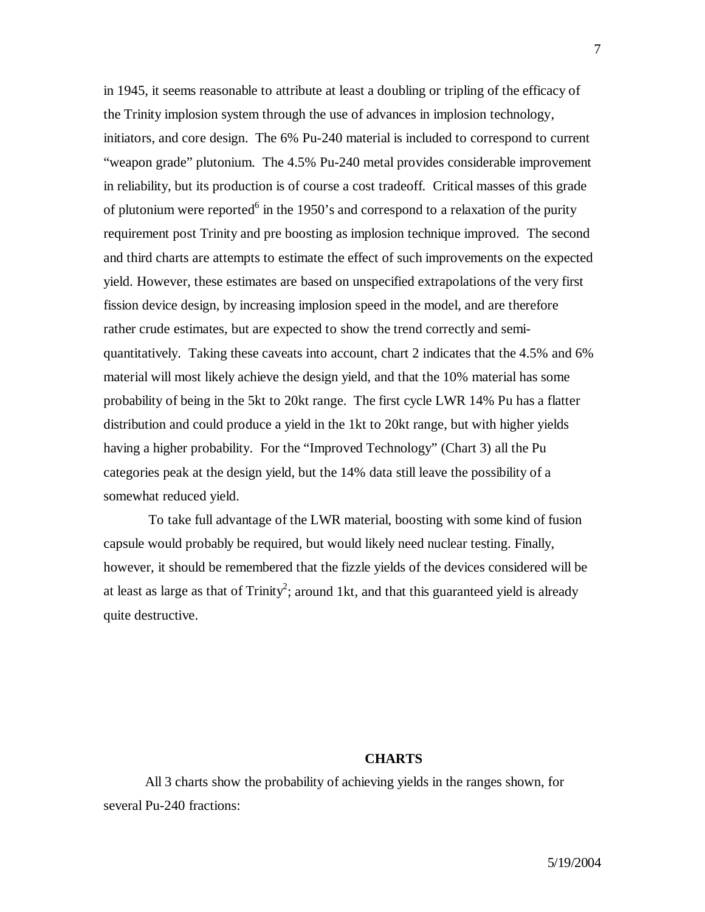in 1945, it seems reasonable to attribute at least a doubling or tripling of the efficacy of the Trinity implosion system through the use of advances in implosion technology, initiators, and core design. The 6% Pu-240 material is included to correspond to current "weapon grade" plutonium. The 4.5% Pu-240 metal provides considerable improvement in reliability, but its production is of course a cost tradeoff. Critical masses of this grade of plutonium were reported[6] in the 1950's and correspond to a relaxation of the purity requirement post Trinity and pre boosting as implosion technique improved. The second and third charts are attempts to estimate the effect of such improvements on the expected yield. However, these estimates are based on unspecified extrapolations of the very first fission device design, by increasing implosion speed in the model, and are therefore rather crude estimates, but are expected to show the trend correctly and semi-quantitatively. Taking these caveats into account, chart 2 indicates that the 4.5% and 6% material will most likely achieve the design yield, and that the 10% material has some probability of being in the 5kt to 20kt range. The first cycle LWR 14% Pu has a flatter distribution and could produce a yield in the 1kt to 20kt range, but with higher yields having a higher probability. For the "Improved Technology" (Chart 3) all the Pu categories peak at the design yield, but the 14% data still leave the possibility of a somewhat reduced yield.

To take full advantage of the LWR material, boosting with some kind of fusion capsule would probably be required, but would likely need nuclear testing. Finally, however, it should be remembered that the fizzle yields of the devices considered will be at least as large as that of Trinity[2]; around 1kt, and that this guaranteed yield is already quite destructive.

## CHARTS

All 3 charts show the probability of achieving yields in the ranges shown, for several Pu-240 fractions: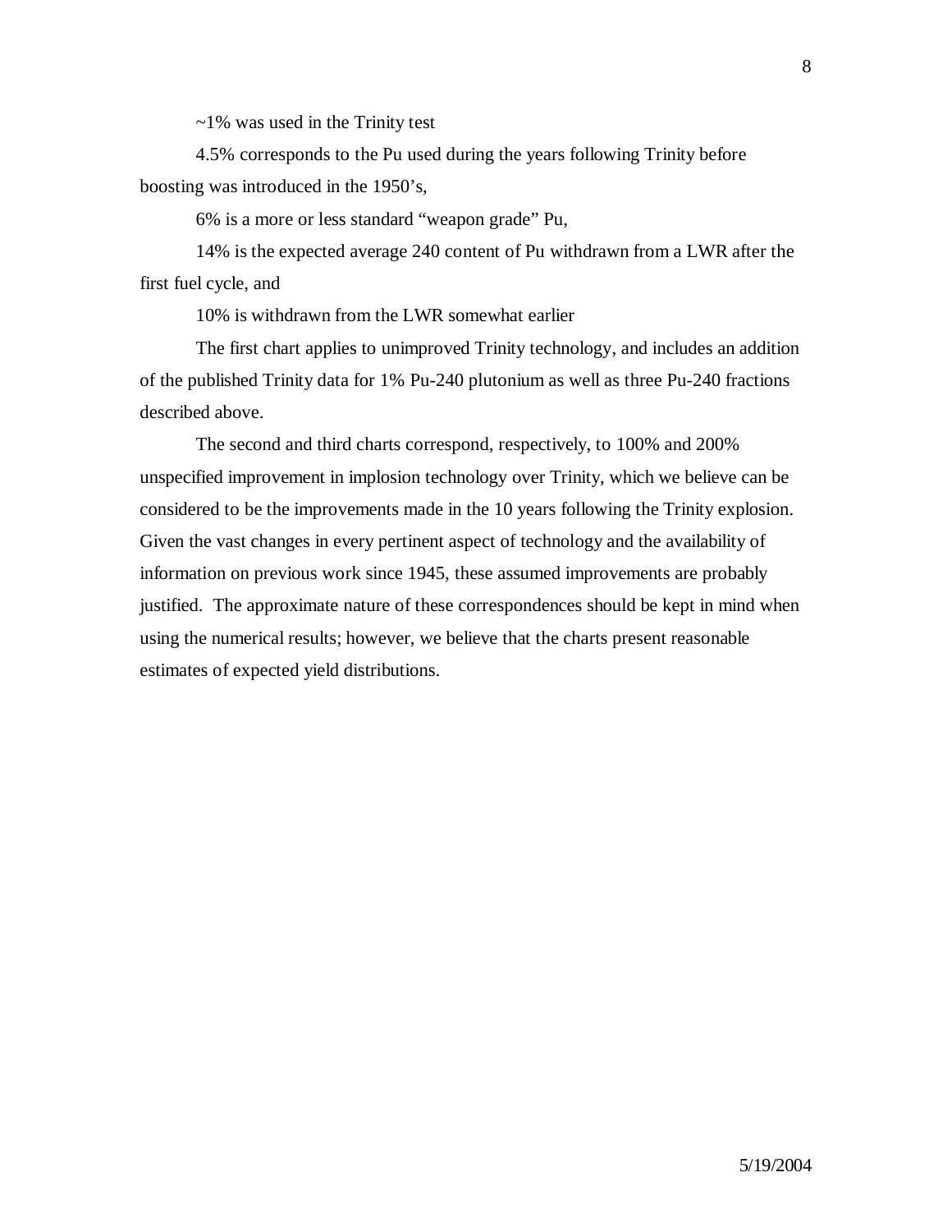~1% was used in the Trinity test

4.5% corresponds to the Pu used during the years following Trinity before boosting was introduced in the 1950's,

6% is a more or less standard "weapon grade" Pu,

14% is the expected average 240 content of Pu withdrawn from a LWR after the first fuel cycle, and

10% is withdrawn from the LWR somewhat earlier

The first chart applies to unimproved Trinity technology, and includes an addition of the published Trinity data for 1% Pu-240 plutonium as well as three Pu-240 fractions described above.

The second and third charts correspond, respectively, to 100% and 200% unspecified improvement in implosion technology over Trinity, which we believe can be considered to be the improvements made in the 10 years following the Trinity explosion. Given the vast changes in every pertinent aspect of technology and the availability of information on previous work since 1945, these assumed improvements are probably justified. The approximate nature of these correspondences should be kept in mind when using the numerical results; however, we believe that the charts present reasonable estimates of expected yield distributions.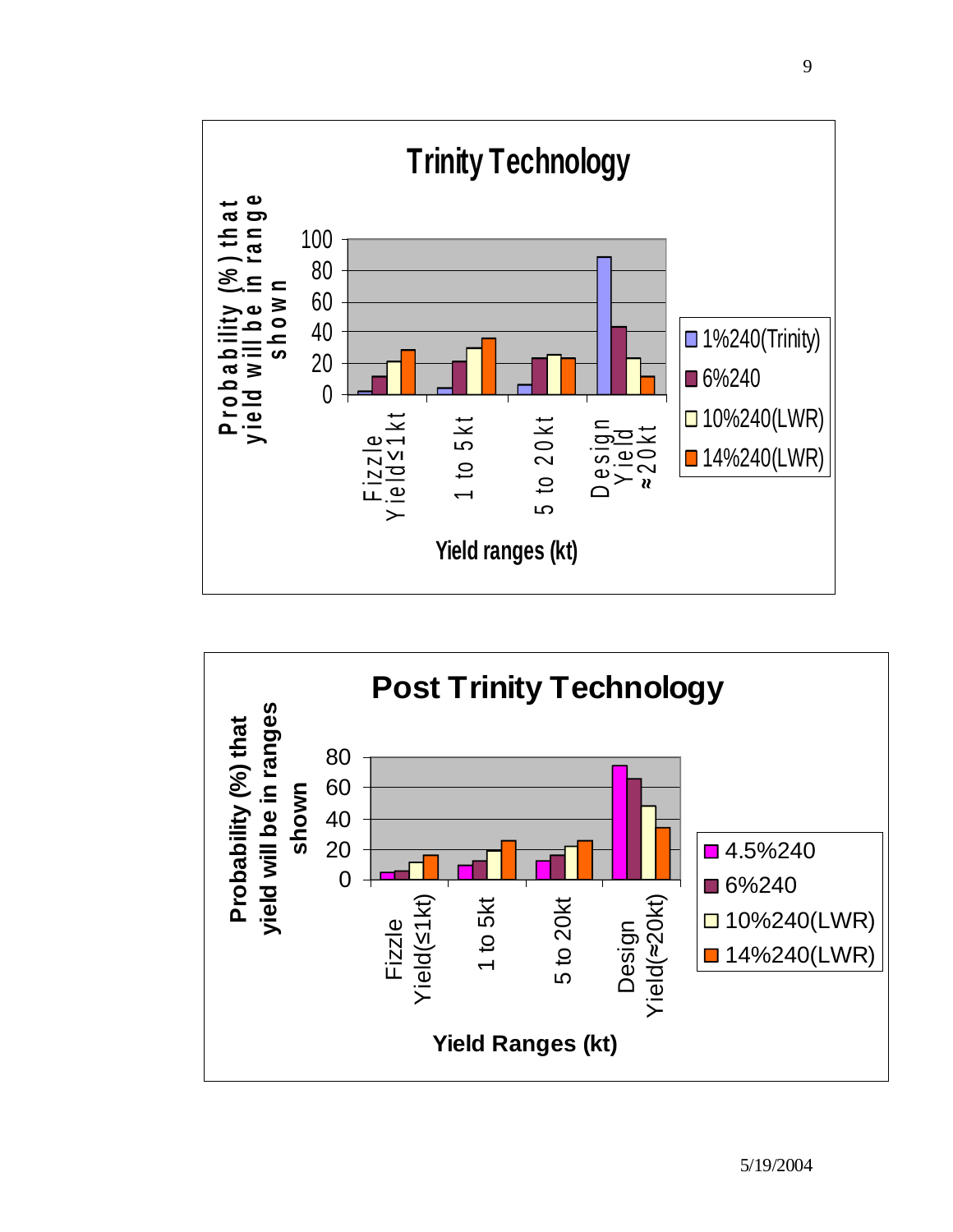## Trinity Technology

Probability (%) that yield will be in range shown

Yield ranges (kt): Fizzle Yield≤1kt | 1 to 5kt | 5 to 20kt | Design Yield ≈20kt

Legend: 1%240(Trinity) | 6%240 | 10%240(LWR) | 14%240(LWR)

## Post Trinity Technology

Probability (%) that yield will be in ranges shown

Yield Ranges (kt): Fizzle Yield(≤1kt) | 1 to 5kt | 5 to 20kt | Design Yield(≈20kt)

Legend: 4.5%240 | 6%240 | 10%240(LWR) | 14%240(LWR)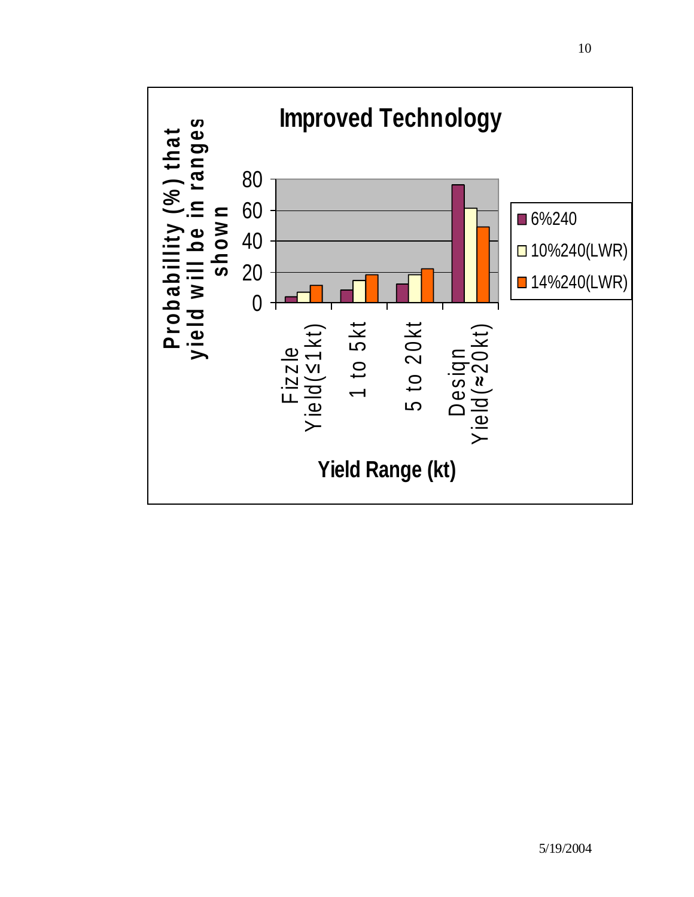**Improved Technology**

Probability (%) that yield will be in ranges shown

Yield Range (kt)

- Fizzle Yield(≤1kt)
- 1 to 5kt
- 5 to 20kt
- Design Yield(≈20kt)

Legend:
- 6%240
- 10%240(LWR)
- 14%240(LWR)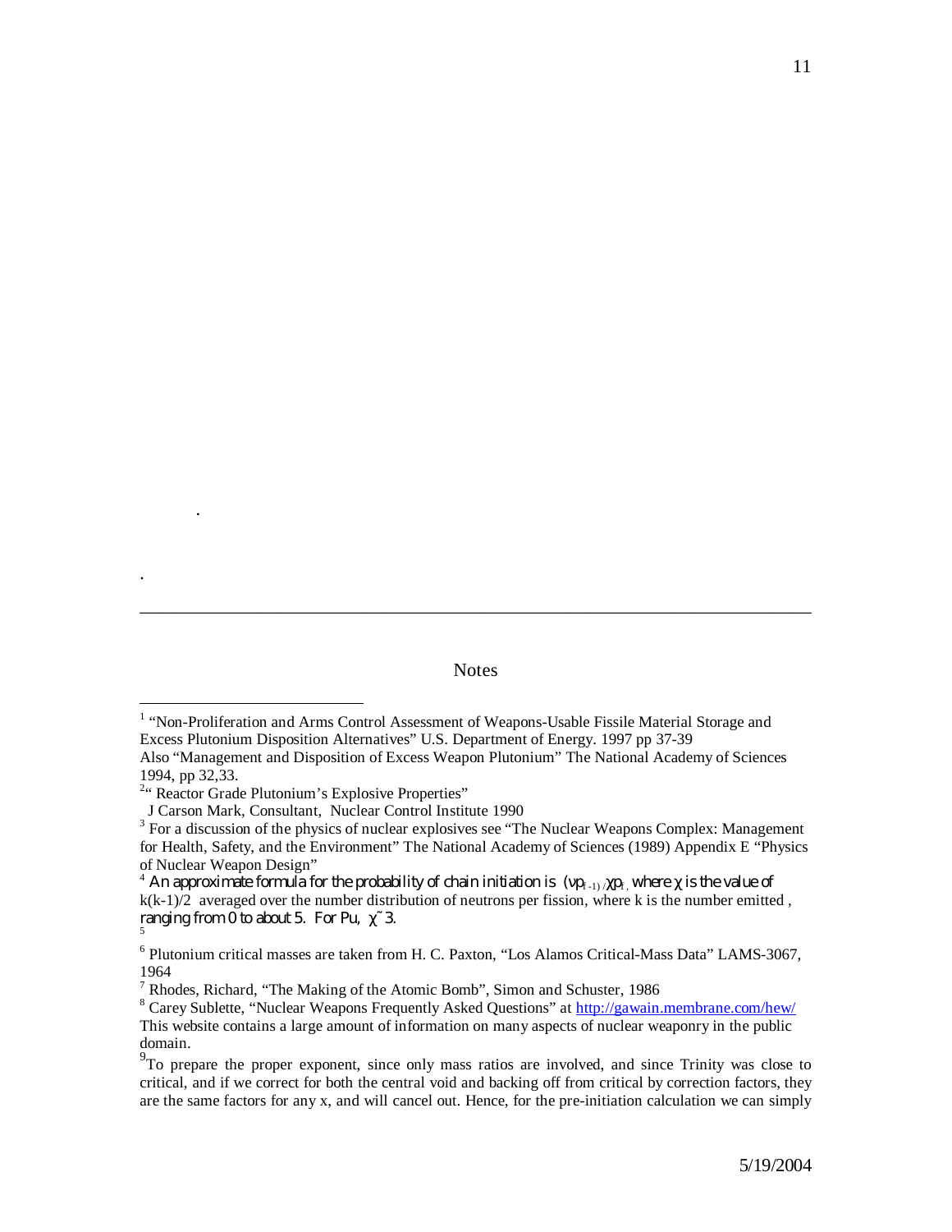.

.

---

Notes

---

[1] "Non-Proliferation and Arms Control Assessment of Weapons-Usable Fissile Material Storage and Excess Plutonium Disposition Alternatives" U.S. Department of Energy. 1997 pp 37-39
Also "Management and Disposition of Excess Weapon Plutonium" The National Academy of Sciences 1994, pp 32,33.

[2] " Reactor Grade Plutonium's Explosive Properties"
J Carson Mark, Consultant, Nuclear Control Institute 1990

[3] For a discussion of the physics of nuclear explosives see "The Nuclear Weapons Complex: Management for Health, Safety, and the Environment" The National Academy of Sciences (1989) Appendix E "Physics of Nuclear Weapon Design"

[4] An approximate formula for the probability of chain initiation is $(\nu p_{f}-1)/\chi p_{f}$, where $\chi$ is the value of $k(k-1)/2$ averaged over the number distribution of neutrons per fission, where k is the number emitted, ranging from 0 to about 5. For Pu, $\chi \approx 3$.

[5]

[6] Plutonium critical masses are taken from H. C. Paxton, "Los Alamos Critical-Mass Data" LAMS-3067, 1964

[7] Rhodes, Richard, "The Making of the Atomic Bomb", Simon and Schuster, 1986

[8] Carey Sublette, "Nuclear Weapons Frequently Asked Questions" at http://gawain.membrane.com/hew/
This website contains a large amount of information on many aspects of nuclear weaponry in the public domain.

[9] To prepare the proper exponent, since only mass ratios are involved, and since Trinity was close to critical, and if we correct for both the central void and backing off from critical by correction factors, they are the same factors for any x, and will cancel out. Hence, for the pre-initiation calculation we can simply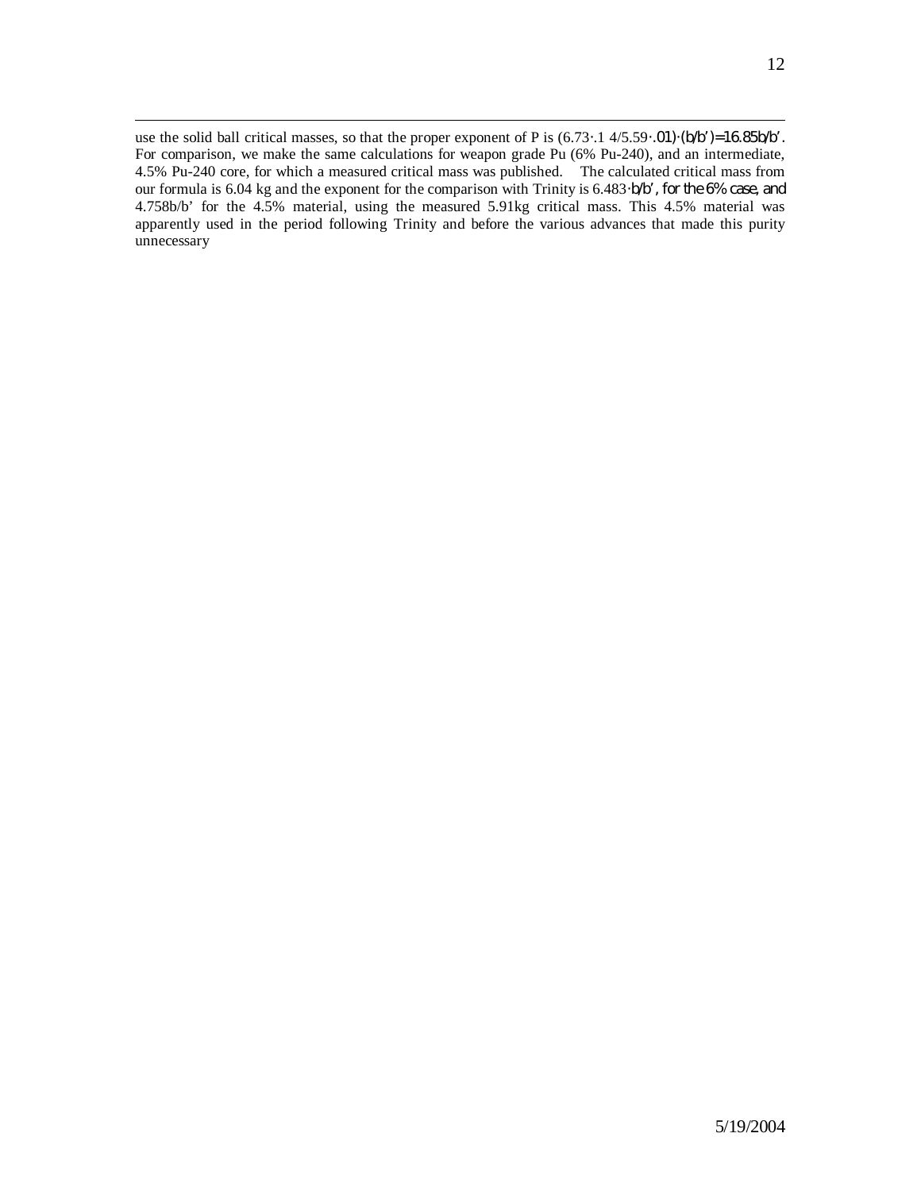use the solid ball critical masses, so that the proper exponent of P is $(6.73\cdot.1\ 4/5.59\cdot.01)\cdot(b/b')=16.85b/b'$. For comparison, we make the same calculations for weapon grade Pu (6% Pu-240), and an intermediate, 4.5% Pu-240 core, for which a measured critical mass was published. The calculated critical mass from our formula is 6.04 kg and the exponent for the comparison with Trinity is $6.483\cdot b/b'$, for the 6% case, and $4.758b/b'$ for the 4.5% material, using the measured 5.91kg critical mass. This 4.5% material was apparently used in the period following Trinity and before the various advances that made this purity unnecessary